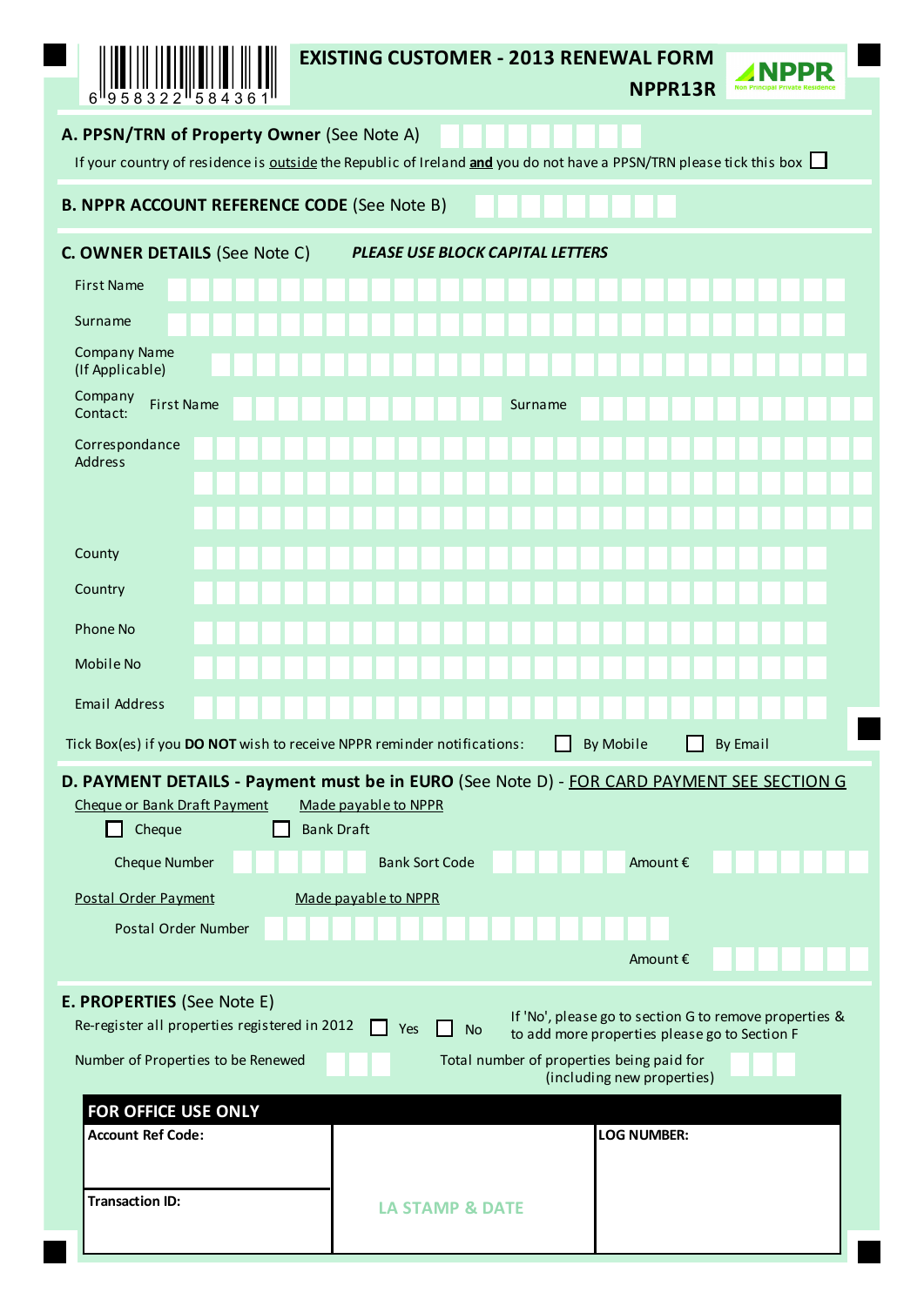6 958322 584361

# EXISTING CUSTOMER - 2013 RENEWAL FORM

**NPPR13R**

NPPR Non Principal Private Residence

## A. PPSN/TRN of Property Owner (See Note A)

If your country of residence is outside the Republic of Ireland **and** you do not have a PPSN/TRN please tick this box ☐

## B. NPPR ACCOUNT REFERENCE CODE (See Note B)

## C. OWNER DETAILS (See Note C) *PLEASE USE BLOCK CAPITAL LETTERS*

First Name

Surname

Company Name (If Applicable)

Company Contact: First Name Surname

Correspondance Address

County

Country

Phone No

Mobile No

Email Address

Tick Box(es) if you **DO NOT** wish to receive NPPR reminder notifications: ☐ By Mobile ☐ By Email

## D. PAYMENT DETAILS - Payment must be in EURO (See Note D) - FOR CARD PAYMENT SEE SECTION G

Cheque or Bank Draft Payment — Made payable to NPPR

☐ Cheque ☐ Bank Draft

Cheque Number Bank Sort Code Amount €

Postal Order Payment — Made payable to NPPR

Postal Order Number

Amount €

## E. PROPERTIES (See Note E)

Re-register all properties registered in 2012 ☐ Yes ☐ No

If 'No', please go to section G to remove properties & to add more properties please go to Section F

Number of Properties to be Renewed

Total number of properties being paid for (including new properties)

| FOR OFFICE USE ONLY | | |
|---|---|---|
| **Account Ref Code:** | LA STAMP & DATE | **LOG NUMBER:** |
| **Transaction ID:** | | |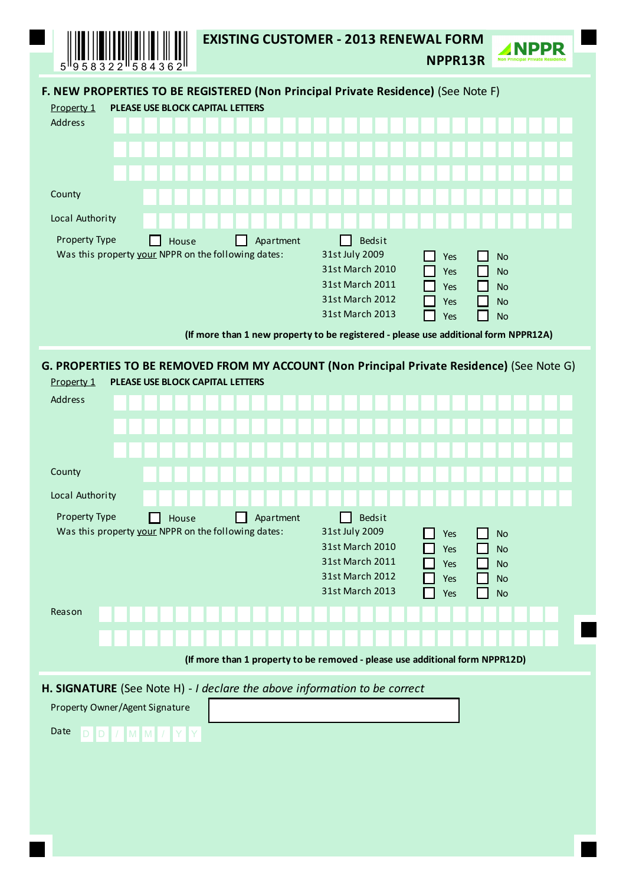# EXISTING CUSTOMER - 2013 RENEWAL FORM

**NPPR13R**

5 958322 584362

## F. NEW PROPERTIES TO BE REGISTERED (Non Principal Private Residence) (See Note F)

Property 1 **PLEASE USE BLOCK CAPITAL LETTERS**

Address

County

Local Authority

Property Type ☐ House ☐ Apartment ☐ Bedsit

Was this property your NPPR on the following dates:

| Date | | |
|---|---|---|
| 31st July 2009 | ☐ Yes | ☐ No |
| 31st March 2010 | ☐ Yes | ☐ No |
| 31st March 2011 | ☐ Yes | ☐ No |
| 31st March 2012 | ☐ Yes | ☐ No |
| 31st March 2013 | ☐ Yes | ☐ No |

**(If more than 1 new property to be registered - please use additional form NPPR12A)**

## G. PROPERTIES TO BE REMOVED FROM MY ACCOUNT (Non Principal Private Residence) (See Note G)

Property 1 **PLEASE USE BLOCK CAPITAL LETTERS**

Address

County

Local Authority

Property Type ☐ House ☐ Apartment ☐ Bedsit

Was this property your NPPR on the following dates:

| Date | | |
|---|---|---|
| 31st July 2009 | ☐ Yes | ☐ No |
| 31st March 2010 | ☐ Yes | ☐ No |
| 31st March 2011 | ☐ Yes | ☐ No |
| 31st March 2012 | ☐ Yes | ☐ No |
| 31st March 2013 | ☐ Yes | ☐ No |

Reason

**(If more than 1 property to be removed - please use additional form NPPR12D)**

## H. SIGNATURE (See Note H) - *I declare the above information to be correct*

Property Owner/Agent Signature

Date D D / M M / Y Y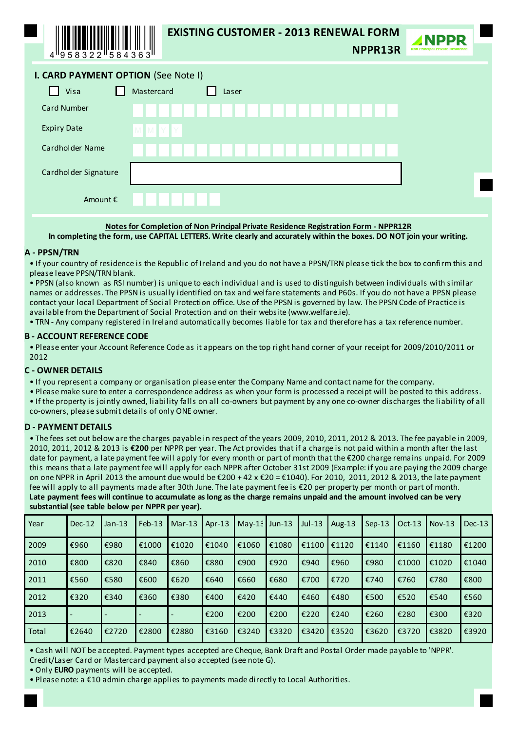# EXISTING CUSTOMER - 2013 RENEWAL FORM

**NPPR13R**

NPPR Non Principal Private Residence

## I. CARD PAYMENT OPTION (See Note I)

☐ Visa ☐ Mastercard ☐ Laser

Card Number

Expiry Date M M Y Y

Cardholder Name

Cardholder Signature

Amount €

**Notes for Completion of Non Principal Private Residence Registration Form - NPPR12R**

**In completing the form, use CAPITAL LETTERS. Write clearly and accurately within the boxes. DO NOT join your writing.**

### A - PPSN/TRN

- If your country of residence is the Republic of Ireland and you do not have a PPSN/TRN please tick the box to confirm this and please leave PPSN/TRN blank.
- PPSN (also known as RSI number) is unique to each individual and is used to distinguish between individuals with similar names or addresses. The PPSN is usually identified on tax and welfare statements and P60s. If you do not have a PPSN please contact your local Department of Social Protection office. Use of the PPSN is governed by law. The PPSN Code of Practice is available from the Department of Social Protection and on their website (www.welfare.ie).
- TRN - Any company registered in Ireland automatically becomes liable for tax and therefore has a tax reference number.

### B - ACCOUNT REFERENCE CODE

- Please enter your Account Reference Code as it appears on the top right hand corner of your receipt for 2009/2010/2011 or 2012

### C - OWNER DETAILS

- If you represent a company or organisation please enter the Company Name and contact name for the company.
- Please make sure to enter a correspondence address as when your form is processed a receipt will be posted to this address.
- If the property is jointly owned, liability falls on all co-owners but payment by any one co-owner discharges the liability of all co-owners, please submit details of only ONE owner.

### D - PAYMENT DETAILS

- The fees set out below are the charges payable in respect of the years 2009, 2010, 2011, 2012 & 2013. The fee payable in 2009, 2010, 2011, 2012 & 2013 is **€200** per NPPR per year. The Act provides that if a charge is not paid within a month after the last date for payment, a late payment fee will apply for every month or part of month that the €200 charge remains unpaid. For 2009 this means that a late payment fee will apply for each NPPR after October 31st 2009 (Example: if you are paying the 2009 charge on one NPPR in April 2013 the amount due would be €200 + 42 x €20 = €1040). For 2010, 2011, 2012 & 2013, the late payment fee will apply to all payments made after 30th June. The late payment fee is €20 per property per month or part of month.
**Late payment fees will continue to accumulate as long as the charge remains unpaid and the amount involved can be very substantial (see table below per NPPR per year).**

| Year | Dec-12 | Jan-13 | Feb-13 | Mar-13 | Apr-13 | May-13 | Jun-13 | Jul-13 | Aug-13 | Sep-13 | Oct-13 | Nov-13 | Dec-13 |
|---|---|---|---|---|---|---|---|---|---|---|---|---|---|
| 2009 | €960 | €980 | €1000 | €1020 | €1040 | €1060 | €1080 | €1100 | €1120 | €1140 | €1160 | €1180 | €1200 |
| 2010 | €800 | €820 | €840 | €860 | €880 | €900 | €920 | €940 | €960 | €980 | €1000 | €1020 | €1040 |
| 2011 | €560 | €580 | €600 | €620 | €640 | €660 | €680 | €700 | €720 | €740 | €760 | €780 | €800 |
| 2012 | €320 | €340 | €360 | €380 | €400 | €420 | €440 | €460 | €480 | €500 | €520 | €540 | €560 |
| 2013 | - | - | - | - | €200 | €200 | €200 | €220 | €240 | €260 | €280 | €300 | €320 |
| Total | €2640 | €2720 | €2800 | €2880 | €3160 | €3240 | €3320 | €3420 | €3520 | €3620 | €3720 | €3820 | €3920 |

- Cash will NOT be accepted. Payment types accepted are Cheque, Bank Draft and Postal Order made payable to 'NPPR'. Credit/Laser Card or Mastercard payment also accepted (see note G).
- Only **EURO** payments will be accepted.
- Please note: a €10 admin charge applies to payments made directly to Local Authorities.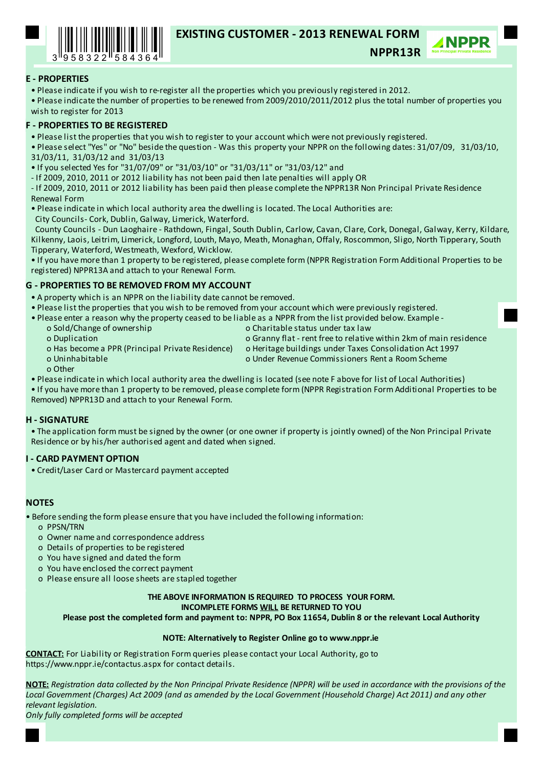# EXISTING CUSTOMER - 2013 RENEWAL FORM

**NPPR13R**

## E - PROPERTIES

- Please indicate if you wish to re-register all the properties which you previously registered in 2012.
- Please indicate the number of properties to be renewed from 2009/2010/2011/2012 plus the total number of properties you wish to register for 2013

## F - PROPERTIES TO BE REGISTERED

- Please list the properties that you wish to register to your account which were not previously registered.
- Please select "Yes" or "No" beside the question - Was this property your NPPR on the following dates: 31/07/09, 31/03/10, 31/03/11, 31/03/12 and 31/03/13
- If you selected Yes for "31/07/09" or "31/03/10" or "31/03/11" or "31/03/12" and
  - If 2009, 2010, 2011 or 2012 liability has not been paid then late penalties will apply OR
  - If 2009, 2010, 2011 or 2012 liability has been paid then please complete the NPPR13R Non Principal Private Residence Renewal Form
- Please indicate in which local authority area the dwelling is located. The Local Authorities are:
  City Councils - Cork, Dublin, Galway, Limerick, Waterford.
  County Councils - Dun Laoghaire - Rathdown, Fingal, South Dublin, Carlow, Cavan, Clare, Cork, Donegal, Galway, Kerry, Kildare, Kilkenny, Laois, Leitrim, Limerick, Longford, Louth, Mayo, Meath, Monaghan, Offaly, Roscommon, Sligo, North Tipperary, South Tipperary, Waterford, Westmeath, Wexford, Wicklow.
- If you have more than 1 property to be registered, please complete form (NPPR Registration Form Additional Properties to be registered) NPPR13A and attach to your Renewal Form.

## G - PROPERTIES TO BE REMOVED FROM MY ACCOUNT

- A property which is an NPPR on the liability date cannot be removed.
- Please list the properties that you wish to be removed from your account which were previously registered.
- Please enter a reason why the property ceased to be liable as a NPPR from the list provided below. Example -
  - o Sold/Change of ownership
  - o Duplication
  - o Has become a PPR (Principal Private Residence)
  - o Uninhabitable
  - o Other
  - o Charitable status under tax law
  - o Granny flat - rent free to relative within 2km of main residence
  - o Heritage buildings under Taxes Consolidation Act 1997
  - o Under Revenue Commissioners Rent a Room Scheme
- Please indicate in which local authority area the dwelling is located (see note F above for list of Local Authorities)
- If you have more than 1 property to be removed, please complete form (NPPR Registration Form Additional Properties to be Removed) NPPR13D and attach to your Renewal Form.

## H - SIGNATURE

- The application form must be signed by the owner (or one owner if property is jointly owned) of the Non Principal Private Residence or by his/her authorised agent and dated when signed.

## I - CARD PAYMENT OPTION

- Credit/Laser Card or Mastercard payment accepted

## NOTES

- Before sending the form please ensure that you have included the following information:
  - o PPSN/TRN
  - o Owner name and correspondence address
  - o Details of properties to be registered
  - o You have signed and dated the form
  - o You have enclosed the correct payment
  - o Please ensure all loose sheets are stapled together

**THE ABOVE INFORMATION IS REQUIRED TO PROCESS YOUR FORM.**
**INCOMPLETE FORMS WILL BE RETURNED TO YOU**
**Please post the completed form and payment to: NPPR, PO Box 11654, Dublin 8 or the relevant Local Authority**

**NOTE: Alternatively to Register Online go to www.nppr.ie**

**CONTACT:** For Liability or Registration Form queries please contact your Local Authority, go to https://www.nppr.ie/contactus.aspx for contact details.

**NOTE:** *Registration data collected by the Non Principal Private Residence (NPPR) will be used in accordance with the provisions of the Local Government (Charges) Act 2009 (and as amended by the Local Government (Household Charge) Act 2011) and any other relevant legislation.*
*Only fully completed forms will be accepted*